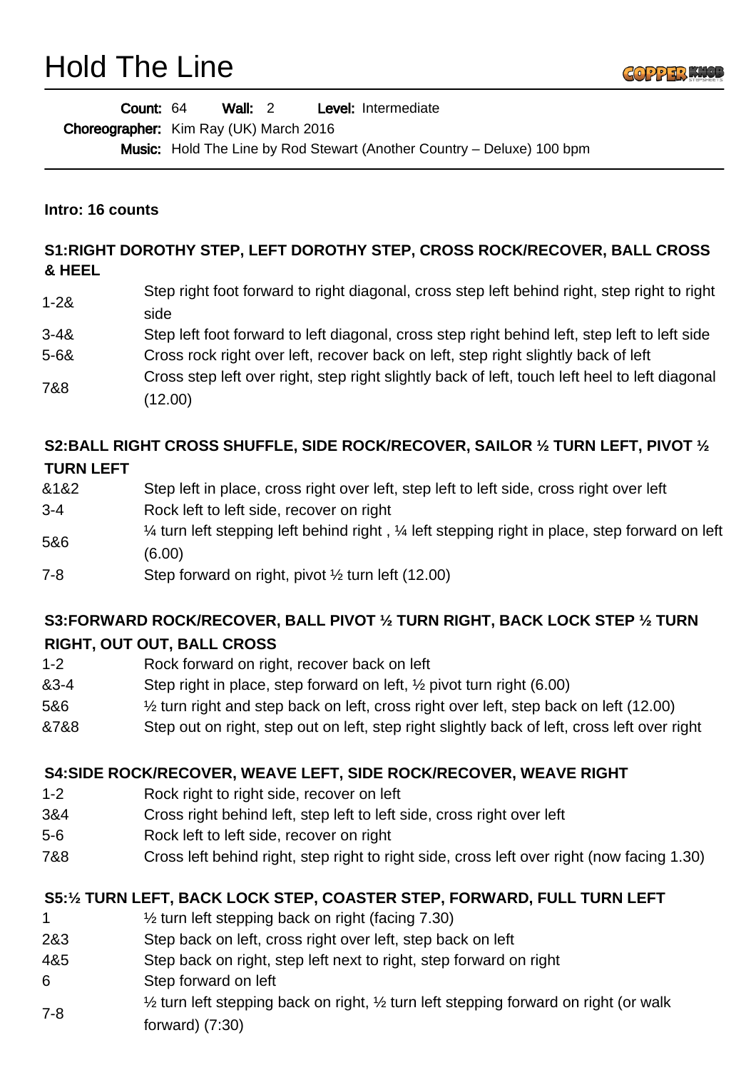# Hold The Line

**Count:** 64 **Wall:** 2 **Level:** Intermediate

**Choreographer:** Kim Ray (UK) March 2016

**Music:** Hold The Line by Rod Stewart (Another Country – Deluxe) 100 bpm

**Intro: 16 counts**

### S1:RIGHT DOROTHY STEP, LEFT DOROTHY STEP, CROSS ROCK/RECOVER, BALL CROSS & HEEL

| | |
|---|---|
| 1-2& | Step right foot forward to right diagonal, cross step left behind right, step right to right side |
| 3-4& | Step left foot forward to left diagonal, cross step right behind left, step left to left side |
| 5-6& | Cross rock right over left, recover back on left, step right slightly back of left |
| 7&8 | Cross step left over right, step right slightly back of left, touch left heel to left diagonal (12.00) |

### S2:BALL RIGHT CROSS SHUFFLE, SIDE ROCK/RECOVER, SAILOR ½ TURN LEFT, PIVOT ½ TURN LEFT

| | |
|---|---|
| &1&2 | Step left in place, cross right over left, step left to left side, cross right over left |
| 3-4 | Rock left to left side, recover on right |
| 5&6 | ¼ turn left stepping left behind right , ¼ left stepping right in place, step forward on left (6.00) |
| 7-8 | Step forward on right, pivot ½ turn left (12.00) |

### S3:FORWARD ROCK/RECOVER, BALL PIVOT ½ TURN RIGHT, BACK LOCK STEP ½ TURN RIGHT, OUT OUT, BALL CROSS

| | |
|---|---|
| 1-2 | Rock forward on right, recover back on left |
| &3-4 | Step right in place, step forward on left, ½ pivot turn right (6.00) |
| 5&6 | ½ turn right and step back on left, cross right over left, step back on left (12.00) |
| &7&8 | Step out on right, step out on left, step right slightly back of left, cross left over right |

### S4:SIDE ROCK/RECOVER, WEAVE LEFT, SIDE ROCK/RECOVER, WEAVE RIGHT

| | |
|---|---|
| 1-2 | Rock right to right side, recover on left |
| 3&4 | Cross right behind left, step left to left side, cross right over left |
| 5-6 | Rock left to left side, recover on right |
| 7&8 | Cross left behind right, step right to right side, cross left over right (now facing 1.30) |

### S5:½ TURN LEFT, BACK LOCK STEP, COASTER STEP, FORWARD, FULL TURN LEFT

| | |
|---|---|
| 1 | ½ turn left stepping back on right (facing 7.30) |
| 2&3 | Step back on left, cross right over left, step back on left |
| 4&5 | Step back on right, step left next to right, step forward on right |
| 6 | Step forward on left |
| 7-8 | ½ turn left stepping back on right, ½ turn left stepping forward on right (or walk forward) (7:30) |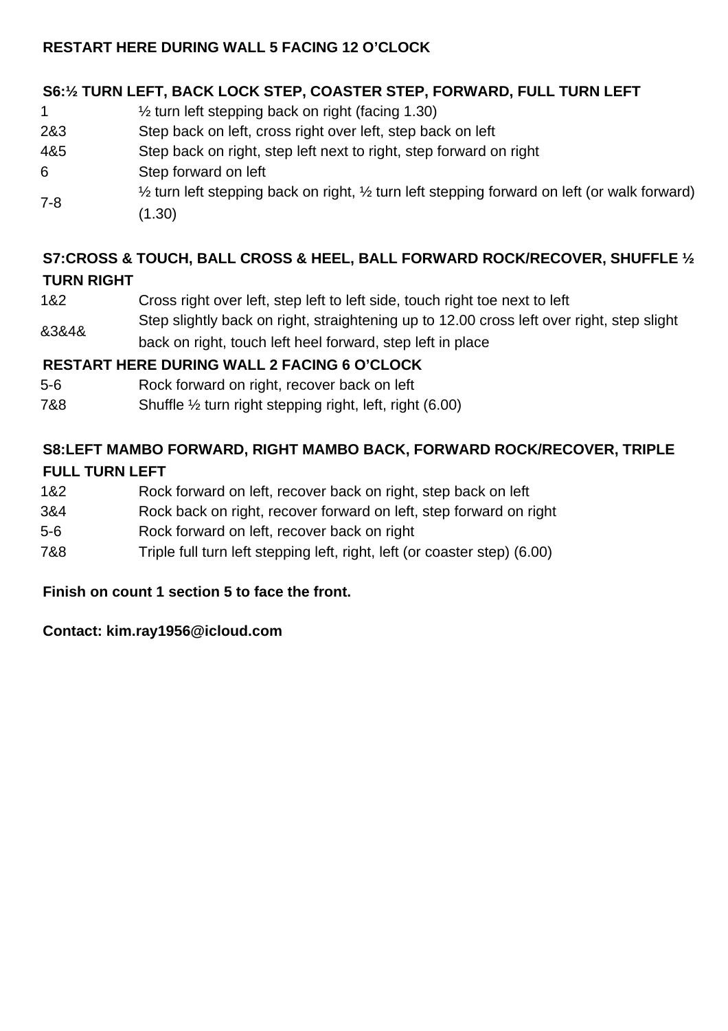**RESTART HERE DURING WALL 5 FACING 12 O'CLOCK**

**S6:½ TURN LEFT, BACK LOCK STEP, COASTER STEP, FORWARD, FULL TURN LEFT**

| | |
|---|---|
| 1 | ½ turn left stepping back on right (facing 1.30) |
| 2&3 | Step back on left, cross right over left, step back on left |
| 4&5 | Step back on right, step left next to right, step forward on right |
| 6 | Step forward on left |
| 7-8 | ½ turn left stepping back on right, ½ turn left stepping forward on left (or walk forward) (1.30) |

**S7:CROSS & TOUCH, BALL CROSS & HEEL, BALL FORWARD ROCK/RECOVER, SHUFFLE ½ TURN RIGHT**

| | |
|---|---|
| 1&2 | Cross right over left, step left to left side, touch right toe next to left |
| &3&4& | Step slightly back on right, straightening up to 12.00 cross left over right, step slight back on right, touch left heel forward, step left in place |

**RESTART HERE DURING WALL 2 FACING 6 O'CLOCK**

| | |
|---|---|
| 5-6 | Rock forward on right, recover back on left |
| 7&8 | Shuffle ½ turn right stepping right, left, right (6.00) |

**S8:LEFT MAMBO FORWARD, RIGHT MAMBO BACK, FORWARD ROCK/RECOVER, TRIPLE FULL TURN LEFT**

| | |
|---|---|
| 1&2 | Rock forward on left, recover back on right, step back on left |
| 3&4 | Rock back on right, recover forward on left, step forward on right |
| 5-6 | Rock forward on left, recover back on right |
| 7&8 | Triple full turn left stepping left, right, left (or coaster step) (6.00) |

**Finish on count 1 section 5 to face the front.**

**Contact: kim.ray1956@icloud.com**